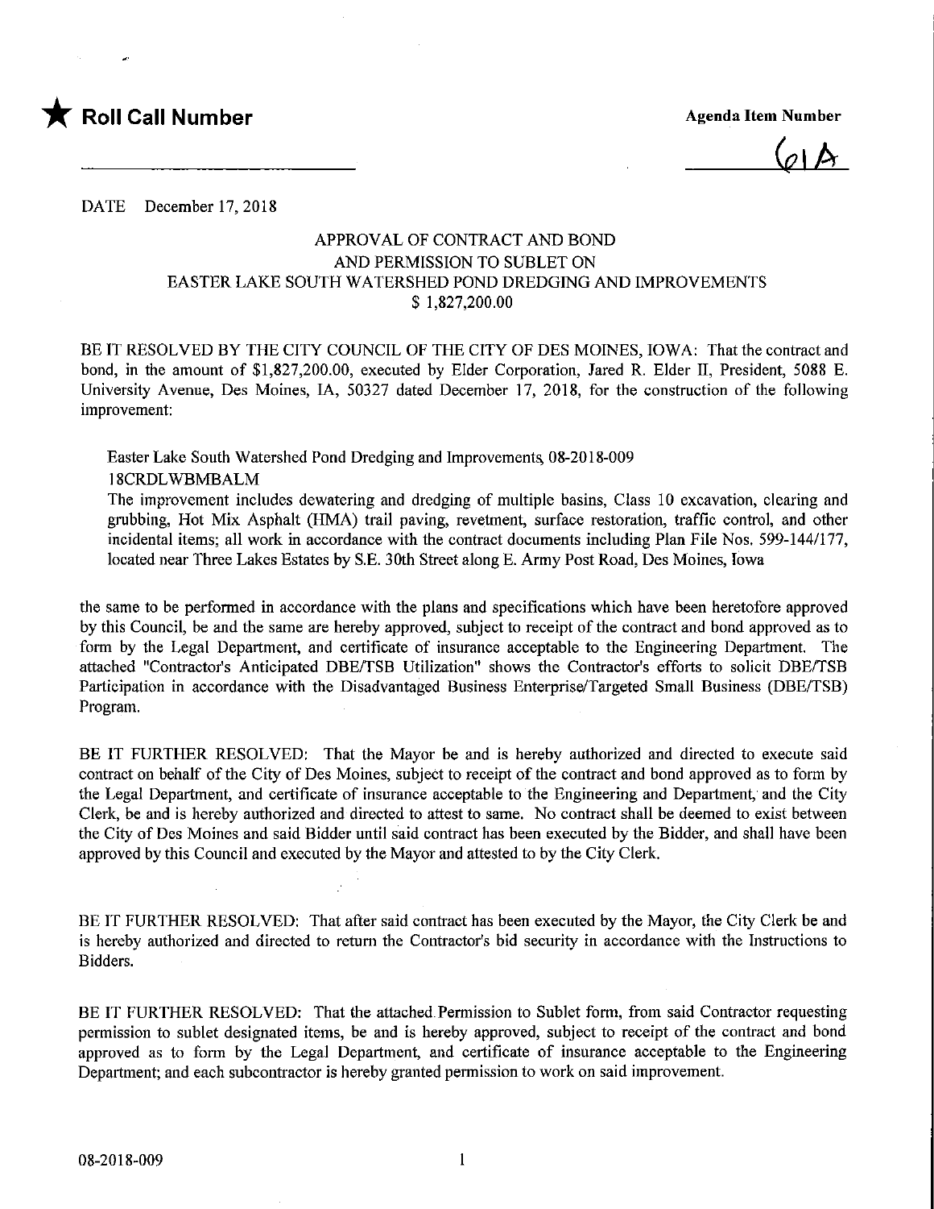★ **Roll Call Number**

**Agenda Item Number**

61A

DATE December 17, 2018

## APPROVAL OF CONTRACT AND BOND AND PERMISSION TO SUBLET ON EASTER LAKE SOUTH WATERSHED POND DREDGING AND IMPROVEMENTS $ 1,827,200.00

BE IT RESOLVED BY THE CITY COUNCIL OF THE CITY OF DES MOINES, IOWA: That the contract and bond, in the amount of $1,827,200.00, executed by Elder Corporation, Jared R. Elder II, President, 5088 E. University Avenue, Des Moines, IA, 50327 dated December 17, 2018, for the construction of the following improvement:

Easter Lake South Watershed Pond Dredging and Improvements, 08-2018-009
18CRDLWBMBALM
The improvement includes dewatering and dredging of multiple basins, Class 10 excavation, clearing and grubbing, Hot Mix Asphalt (HMA) trail paving, revetment, surface restoration, traffic control, and other incidental items; all work in accordance with the contract documents including Plan File Nos. 599-144/177, located near Three Lakes Estates by S.E. 30th Street along E. Army Post Road, Des Moines, Iowa

the same to be performed in accordance with the plans and specifications which have been heretofore approved by this Council, be and the same are hereby approved, subject to receipt of the contract and bond approved as to form by the Legal Department, and certificate of insurance acceptable to the Engineering Department. The attached "Contractor's Anticipated DBE/TSB Utilization" shows the Contractor's efforts to solicit DBE/TSB Participation in accordance with the Disadvantaged Business Enterprise/Targeted Small Business (DBE/TSB) Program.

BE IT FURTHER RESOLVED: That the Mayor be and is hereby authorized and directed to execute said contract on behalf of the City of Des Moines, subject to receipt of the contract and bond approved as to form by the Legal Department, and certificate of insurance acceptable to the Engineering and Department, and the City Clerk, be and is hereby authorized and directed to attest to same. No contract shall be deemed to exist between the City of Des Moines and said Bidder until said contract has been executed by the Bidder, and shall have been approved by this Council and executed by the Mayor and attested to by the City Clerk.

BE IT FURTHER RESOLVED: That after said contract has been executed by the Mayor, the City Clerk be and is hereby authorized and directed to return the Contractor's bid security in accordance with the Instructions to Bidders.

BE IT FURTHER RESOLVED: That the attached Permission to Sublet form, from said Contractor requesting permission to sublet designated items, be and is hereby approved, subject to receipt of the contract and bond approved as to form by the Legal Department, and certificate of insurance acceptable to the Engineering Department; and each subcontractor is hereby granted permission to work on said improvement.

08-2018-009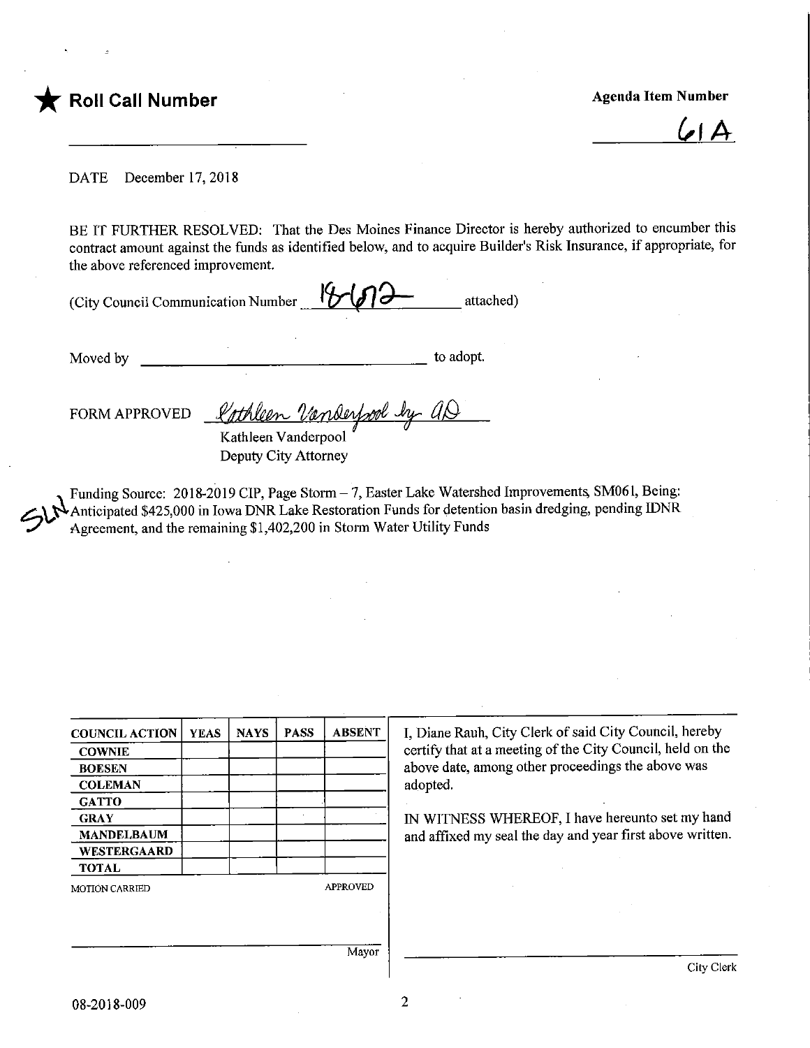★ **Roll Call Number**

**Agenda Item Number**

61A

DATE December 17, 2018

BE IT FURTHER RESOLVED: That the Des Moines Finance Director is hereby authorized to encumber this contract amount against the funds as identified below, and to acquire Builder's Risk Insurance, if appropriate, for the above referenced improvement.

(City Council Communication Number 18-672 attached)

Moved by ______________________________ to adopt.

FORM APPROVED Kathleen Vanderpool by AD
Kathleen Vanderpool
Deputy City Attorney

SLN Funding Source: 2018-2019 CIP, Page Storm – 7, Easter Lake Watershed Improvements, SM061, Being: Anticipated $425,000 in Iowa DNR Lake Restoration Funds for detention basin dredging, pending IDNR Agreement, and the remaining $1,402,200 in Storm Water Utility Funds

| COUNCIL ACTION | YEAS | NAYS | PASS | ABSENT |
|---|---|---|---|---|
| COWNIE | | | | |
| BOESEN | | | | |
| COLEMAN | | | | |
| GATTO | | | | |
| GRAY | | | | |
| MANDELBAUM | | | | |
| WESTERGAARD | | | | |
| TOTAL | | | | |

MOTION CARRIED APPROVED

______________________________
Mayor

I, Diane Rauh, City Clerk of said City Council, hereby certify that at a meeting of the City Council, held on the above date, among other proceedings the above was adopted.

IN WITNESS WHEREOF, I have hereunto set my hand and affixed my seal the day and year first above written.

______________________________
City Clerk

08-2018-009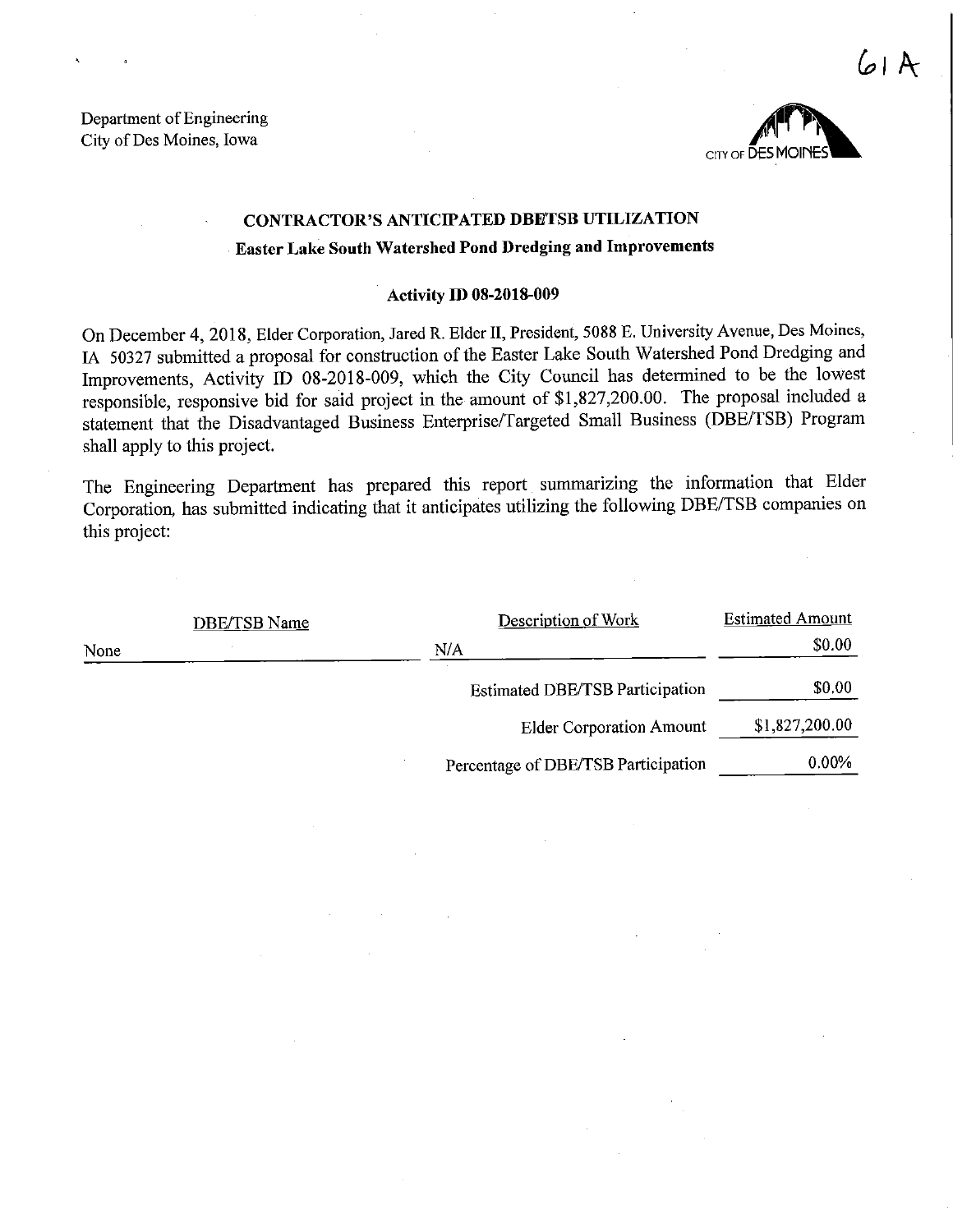61 A

Department of Engineering
City of Des Moines, Iowa

CITY OF DES MOINES

## CONTRACTOR'S ANTICIPATED DBE/TSB UTILIZATION

### Easter Lake South Watershed Pond Dredging and Improvements

### Activity ID 08-2018-009

On December 4, 2018, Elder Corporation, Jared R. Elder II, President, 5088 E. University Avenue, Des Moines, IA 50327 submitted a proposal for construction of the Easter Lake South Watershed Pond Dredging and Improvements, Activity ID 08-2018-009, which the City Council has determined to be the lowest responsible, responsive bid for said project in the amount of $1,827,200.00. The proposal included a statement that the Disadvantaged Business Enterprise/Targeted Small Business (DBE/TSB) Program shall apply to this project.

The Engineering Department has prepared this report summarizing the information that Elder Corporation, has submitted indicating that it anticipates utilizing the following DBE/TSB companies on this project:

| DBE/TSB Name | Description of Work | Estimated Amount |
|---|---|---|
| None | N/A | $0.00 |
| | Estimated DBE/TSB Participation | $0.00 |
| | Elder Corporation Amount | $1,827,200.00 |
| | Percentage of DBE/TSB Participation | 0.00% |